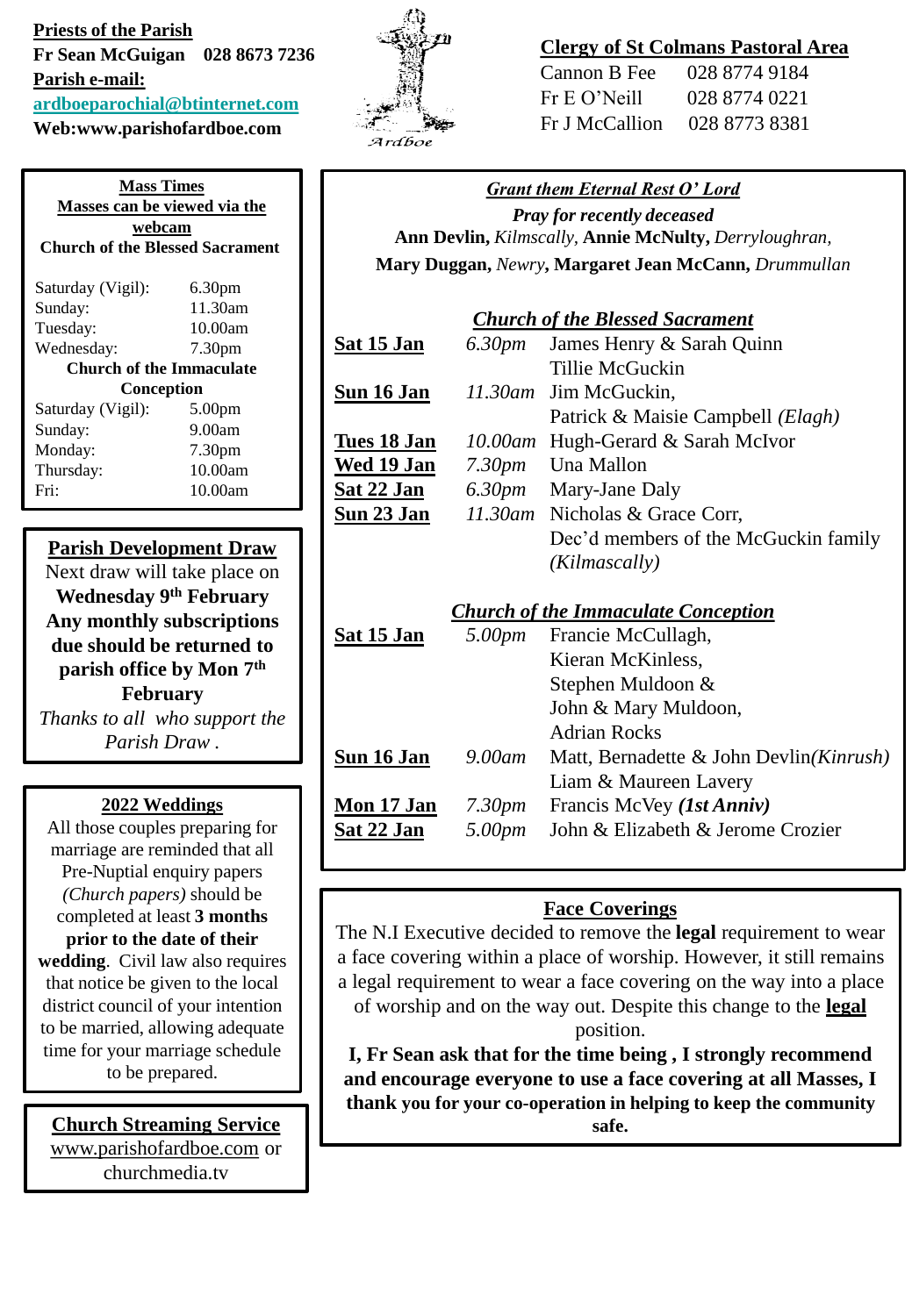**Priests of the Parish**

**Fr Sean McGuigan 028 8673 7236**

**Parish e-mail:**

**ardboeparochial@btinternet.com**

**Web:www.parishofardboe.com**

Ardboe

**Clergy of St Colmans Pastoral Area**

Cannon B Fee 028 8774 9184

Fr E O'Neill 028 8774 0221

Fr J McCallion 028 8773 8381

**Mass Times**

**Masses can be viewed via the webcam**

**Church of the Blessed Sacrament**

| | |
|---|---|
| Saturday (Vigil): | 6.30pm |
| Sunday: | 11.30am |
| Tuesday: | 10.00am |
| Wednesday: | 7.30pm |

**Church of the Immaculate Conception**

| | |
|---|---|
| Saturday (Vigil): | 5.00pm |
| Sunday: | 9.00am |
| Monday: | 7.30pm |
| Thursday: | 10.00am |
| Fri: | 10.00am |

**Parish Development Draw**

Next draw will take place on **Wednesday 9th February**

**Any monthly subscriptions due should be returned to parish office by Mon 7th February**

*Thanks to all who support the Parish Draw .*

**2022 Weddings**

All those couples preparing for marriage are reminded that all Pre-Nuptial enquiry papers *(Church papers)* should be completed at least **3 months prior to the date of their wedding**. Civil law also requires that notice be given to the local district council of your intention to be married, allowing adequate time for your marriage schedule to be prepared.

**Church Streaming Service**

www.parishofardboe.com or churchmedia.tv

***Grant them Eternal Rest O' Lord***

***Pray for recently deceased***

**Ann Devlin,** *Kilmscally*, **Annie McNulty,** *Derryloughran,* **Mary Duggan,** *Newry*, **Margaret Jean McCann,** *Drummullan*

***Church of the Blessed Sacrament***

| | | |
|---|---|---|
| **Sat 15 Jan** | *6.30pm* | James Henry & Sarah Quinn, Tillie McGuckin |
| **Sun 16 Jan** | *11.30am* | Jim McGuckin, Patrick & Maisie Campbell *(Elagh)* |
| **Tues 18 Jan** | *10.00am* | Hugh-Gerard & Sarah McIvor |
| **Wed 19 Jan** | *7.30pm* | Una Mallon |
| **Sat 22 Jan** | *6.30pm* | Mary-Jane Daly |
| **Sun 23 Jan** | *11.30am* | Nicholas & Grace Corr, Dec'd members of the McGuckin family *(Kilmascally)* |

***Church of the Immaculate Conception***

| | | |
|---|---|---|
| **Sat 15 Jan** | *5.00pm* | Francie McCullagh, Kieran McKinless, Stephen Muldoon & John & Mary Muldoon, Adrian Rocks |
| **Sun 16 Jan** | *9.00am* | Matt, Bernadette & John Devlin *(Kinrush)* Liam & Maureen Lavery |
| **Mon 17 Jan** | *7.30pm* | Francis McVey ***(1st Anniv)*** |
| **Sat 22 Jan** | *5.00pm* | John & Elizabeth & Jerome Crozier |

**Face Coverings**

The N.I Executive decided to remove the **legal** requirement to wear a face covering within a place of worship. However, it still remains a legal requirement to wear a face covering on the way into a place of worship and on the way out. Despite this change to the **legal** position.

**I, Fr Sean ask that for the time being , I strongly recommend and encourage everyone to use a face covering at all Masses, I thank you for your co-operation in helping to keep the community safe.**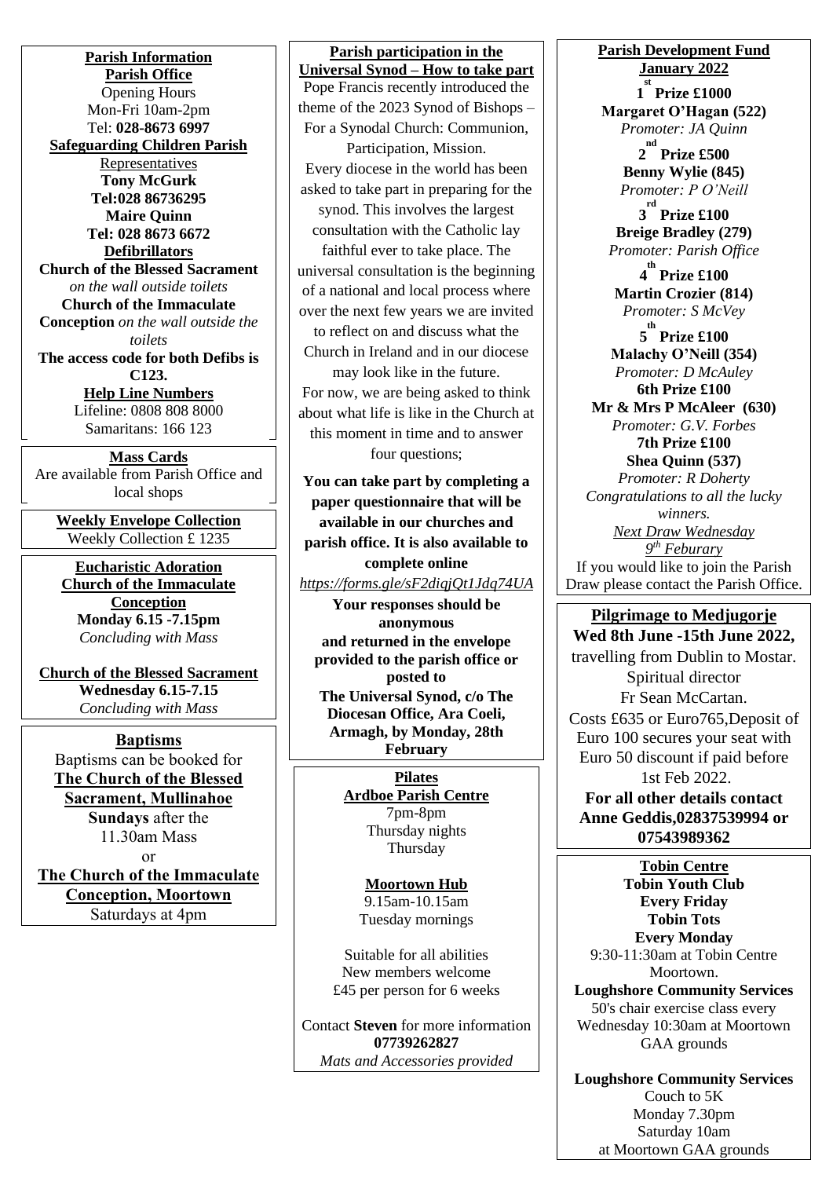**Parish Information**

**Parish Office**

Opening Hours

Mon-Fri 10am-2pm

Tel: **028-8673 6997**

**Safeguarding Children Parish**

Representatives

**Tony McGurk**

**Tel:028 86736295**

**Maire Quinn**

**Tel: 028 8673 6672**

**Defibrillators**

**Church of the Blessed Sacrament** *on the wall outside toilets*

**Church of the Immaculate Conception** *on the wall outside the toilets*

**The access code for both Defibs is C123.**

**Help Line Numbers**

Lifeline: 0808 808 8000

Samaritans: 166 123

**Mass Cards**

Are available from Parish Office and local shops

**Weekly Envelope Collection**

Weekly Collection £ 1235

**Eucharistic Adoration**

**Church of the Immaculate Conception**

**Monday 6.15 -7.15pm**

*Concluding with Mass*

**Church of the Blessed Sacrament**

**Wednesday 6.15-7.15**

*Concluding with Mass*

**Baptisms**

Baptisms can be booked for

**The Church of the Blessed Sacrament, Mullinahoe**

**Sundays** after the 11.30am Mass

or

**The Church of the Immaculate Conception, Moortown**

Saturdays at 4pm

**Parish participation in the Universal Synod – How to take part**

Pope Francis recently introduced the theme of the 2023 Synod of Bishops – For a Synodal Church: Communion, Participation, Mission.

Every diocese in the world has been asked to take part in preparing for the synod. This involves the largest consultation with the Catholic lay faithful ever to take place. The universal consultation is the beginning of a national and local process where over the next few years we are invited to reflect on and discuss what the Church in Ireland and in our diocese may look like in the future.

For now, we are being asked to think about what life is like in the Church at this moment in time and to answer four questions;

**You can take part by completing a paper questionnaire that will be available in our churches and parish office. It is also available to complete online**

*https://forms.gle/sF2diqjQt1Jdq74UA*

**Your responses should be anonymous and returned in the envelope provided to the parish office or posted to The Universal Synod, c/o The Diocesan Office, Ara Coeli, Armagh, by Monday, 28th February**

**Pilates**

**Ardboe Parish Centre**

7pm-8pm

Thursday nights

Thursday

**Moortown Hub**

9.15am-10.15am

Tuesday mornings

Suitable for all abilities

New members welcome

£45 per person for 6 weeks

Contact **Steven** for more information

**07739262827**

*Mats and Accessories provided*

**Parish Development Fund January 2022**

**1st Prize £1000**

**Margaret O'Hagan (522)**

*Promoter: JA Quinn*

**2nd Prize £500**

**Benny Wylie (845)**

*Promoter: P O'Neill*

**3rd Prize £100**

**Breige Bradley (279)**

*Promoter: Parish Office*

**4th Prize £100**

**Martin Crozier (814)**

*Promoter: S McVey*

**5th Prize £100**

**Malachy O'Neill (354)**

*Promoter: D McAuley*

**6th Prize £100**

**Mr & Mrs P McAleer (630)**

*Promoter: G.V. Forbes*

**7th Prize £100**

**Shea Quinn (537)**

*Promoter: R Doherty*

*Congratulations to all the lucky winners.*

*Next Draw Wednesday 9th Feburary*

If you would like to join the Parish Draw please contact the Parish Office.

**Pilgrimage to Medjugorje**

**Wed 8th June -15th June 2022,**

travelling from Dublin to Mostar.

Spiritual director

Fr Sean McCartan.

Costs £635 or Euro765,Deposit of Euro 100 secures your seat with Euro 50 discount if paid before 1st Feb 2022.

**For all other details contact Anne Geddis,02837539994 or 07543989362**

**Tobin Centre**

**Tobin Youth Club**

**Every Friday**

**Tobin Tots**

**Every Monday**

9:30-11:30am at Tobin Centre Moortown.

**Loughshore Community Services**

50's chair exercise class every Wednesday 10:30am at Moortown GAA grounds

**Loughshore Community Services**

Couch to 5K

Monday 7.30pm

Saturday 10am

at Moortown GAA grounds